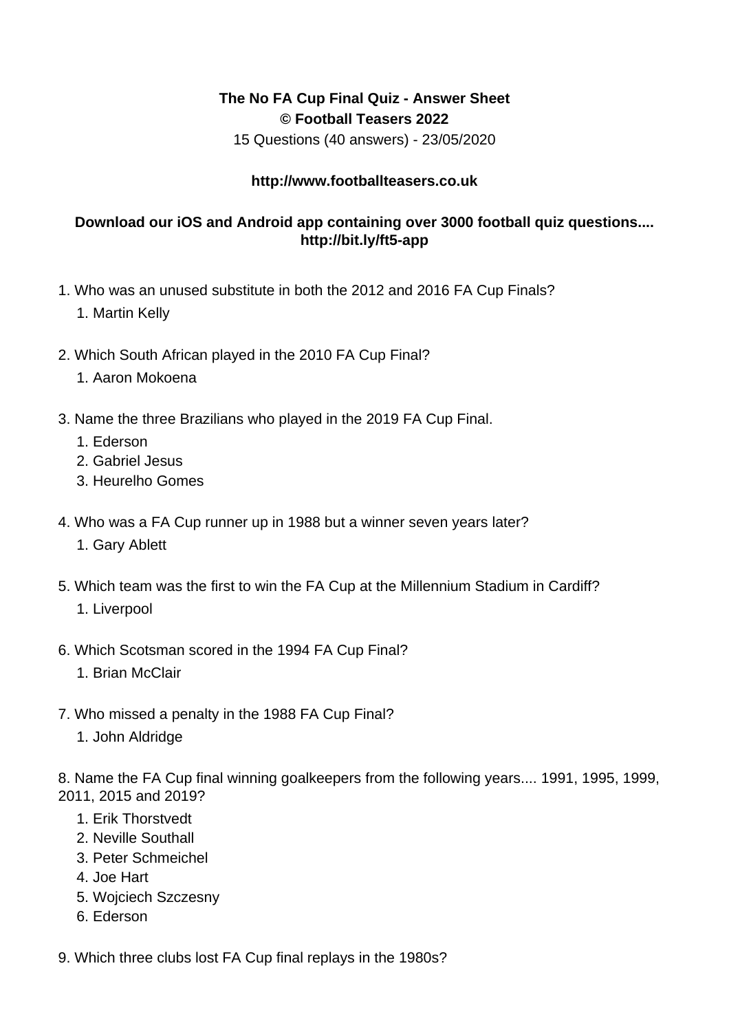**The No FA Cup Final Quiz - Answer Sheet**
**© Football Teasers 2022**
15 Questions (40 answers) - 23/05/2020

**http://www.footballteasers.co.uk**

**Download our iOS and Android app containing over 3000 football quiz questions.... http://bit.ly/ft5-app**

1. Who was an unused substitute in both the 2012 and 2016 FA Cup Finals?
    1. Martin Kelly

2. Which South African played in the 2010 FA Cup Final?
    1. Aaron Mokoena

3. Name the three Brazilians who played in the 2019 FA Cup Final.
    1. Ederson
    2. Gabriel Jesus
    3. Heurelho Gomes

4. Who was a FA Cup runner up in 1988 but a winner seven years later?
    1. Gary Ablett

5. Which team was the first to win the FA Cup at the Millennium Stadium in Cardiff?
    1. Liverpool

6. Which Scotsman scored in the 1994 FA Cup Final?
    1. Brian McClair

7. Who missed a penalty in the 1988 FA Cup Final?
    1. John Aldridge

8. Name the FA Cup final winning goalkeepers from the following years.... 1991, 1995, 1999, 2011, 2015 and 2019?
    1. Erik Thorstvedt
    2. Neville Southall
    3. Peter Schmeichel
    4. Joe Hart
    5. Wojciech Szczesny
    6. Ederson

9. Which three clubs lost FA Cup final replays in the 1980s?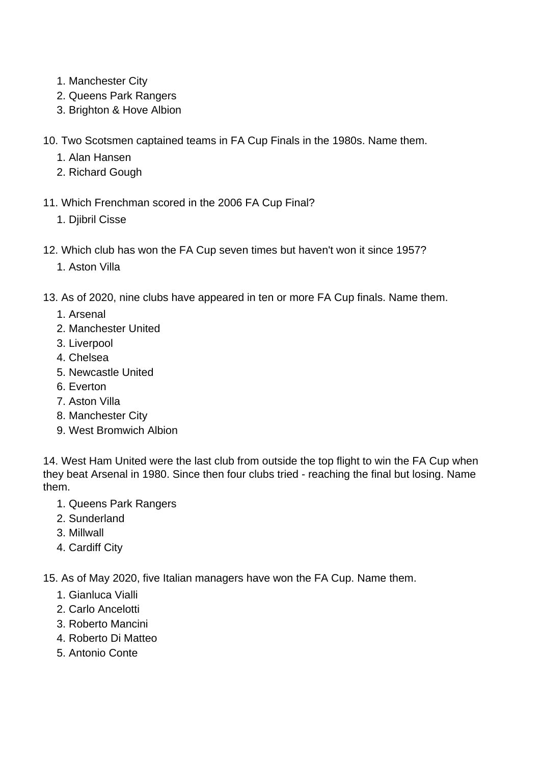1. Manchester City
2. Queens Park Rangers
3. Brighton & Hove Albion

10. Two Scotsmen captained teams in FA Cup Finals in the 1980s. Name them.

   1. Alan Hansen
   2. Richard Gough

11. Which Frenchman scored in the 2006 FA Cup Final?

   1. Djibril Cisse

12. Which club has won the FA Cup seven times but haven't won it since 1957?

   1. Aston Villa

13. As of 2020, nine clubs have appeared in ten or more FA Cup finals. Name them.

   1. Arsenal
   2. Manchester United
   3. Liverpool
   4. Chelsea
   5. Newcastle United
   6. Everton
   7. Aston Villa
   8. Manchester City
   9. West Bromwich Albion

14. West Ham United were the last club from outside the top flight to win the FA Cup when they beat Arsenal in 1980. Since then four clubs tried - reaching the final but losing. Name them.

   1. Queens Park Rangers
   2. Sunderland
   3. Millwall
   4. Cardiff City

15. As of May 2020, five Italian managers have won the FA Cup. Name them.

   1. Gianluca Vialli
   2. Carlo Ancelotti
   3. Roberto Mancini
   4. Roberto Di Matteo
   5. Antonio Conte